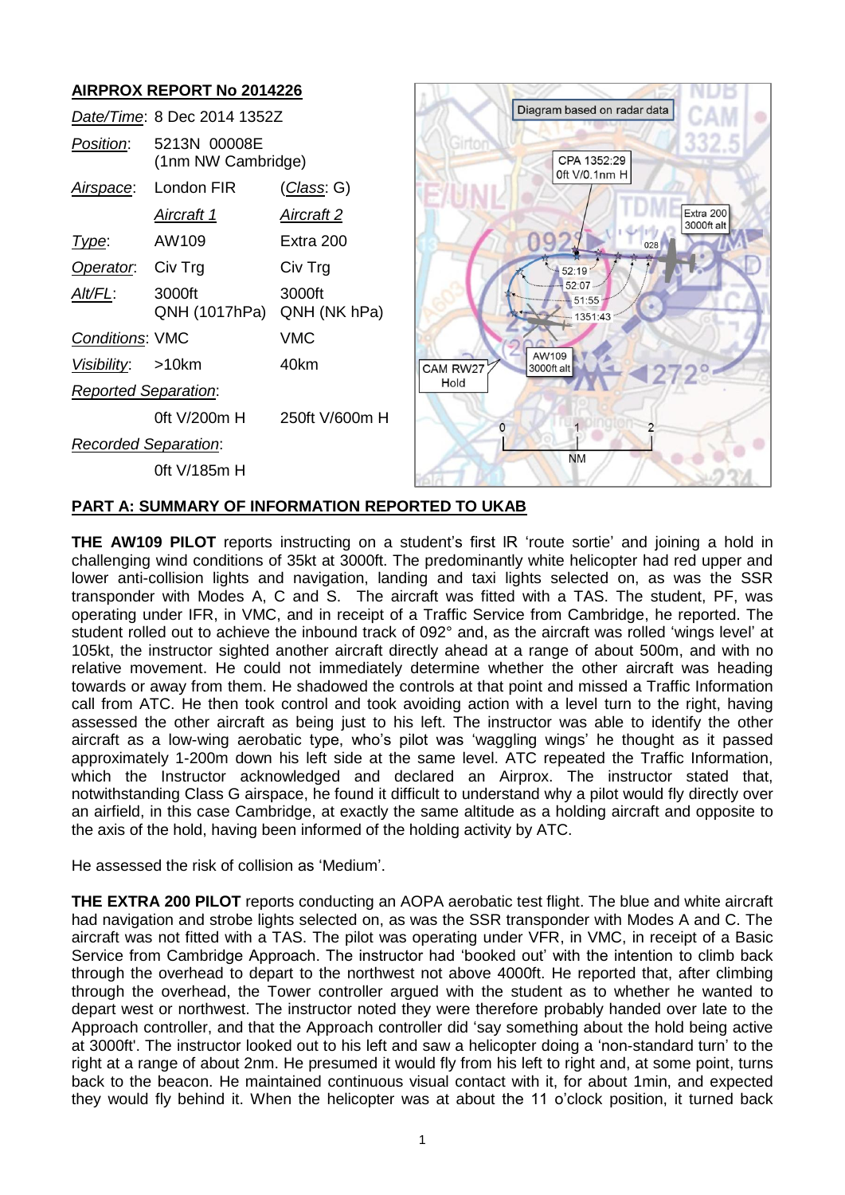## AIRPROX REPORT No 2014226

| *Date/Time*: | 8 Dec 2014 1352Z | |
|---|---|---|
| *Position*: | 5213N 00008E (1nm NW Cambridge) | |
| *Airspace*: | London FIR | (*Class*: G) |
| | *Aircraft 1* | *Aircraft 2* |
| *Type*: | AW109 | Extra 200 |
| *Operator*: | Civ Trg | Civ Trg |
| *Alt/FL*: | 3000ft QNH (1017hPa) | 3000ft QNH (NK hPa) |
| *Conditions*: | VMC | VMC |
| *Visibility*: | >10km | 40km |
| *Reported Separation*: | | |
| | 0ft V/200m H | 250ft V/600m H |
| *Recorded Separation*: | | |
| | 0ft V/185m H | |

## PART A: SUMMARY OF INFORMATION REPORTED TO UKAB

**THE AW109 PILOT** reports instructing on a student's first IR 'route sortie' and joining a hold in challenging wind conditions of 35kt at 3000ft. The predominantly white helicopter had red upper and lower anti-collision lights and navigation, landing and taxi lights selected on, as was the SSR transponder with Modes A, C and S. The aircraft was fitted with a TAS. The student, PF, was operating under IFR, in VMC, and in receipt of a Traffic Service from Cambridge, he reported. The student rolled out to achieve the inbound track of 092° and, as the aircraft was rolled 'wings level' at 105kt, the instructor sighted another aircraft directly ahead at a range of about 500m, and with no relative movement. He could not immediately determine whether the other aircraft was heading towards or away from them. He shadowed the controls at that point and missed a Traffic Information call from ATC. He then took control and took avoiding action with a level turn to the right, having assessed the other aircraft as being just to his left. The instructor was able to identify the other aircraft as a low-wing aerobatic type, who's pilot was 'waggling wings' he thought as it passed approximately 1-200m down his left side at the same level. ATC repeated the Traffic Information, which the Instructor acknowledged and declared an Airprox. The instructor stated that, notwithstanding Class G airspace, he found it difficult to understand why a pilot would fly directly over an airfield, in this case Cambridge, at exactly the same altitude as a holding aircraft and opposite to the axis of the hold, having been informed of the holding activity by ATC.

He assessed the risk of collision as 'Medium'.

**THE EXTRA 200 PILOT** reports conducting an AOPA aerobatic test flight. The blue and white aircraft had navigation and strobe lights selected on, as was the SSR transponder with Modes A and C. The aircraft was not fitted with a TAS. The pilot was operating under VFR, in VMC, in receipt of a Basic Service from Cambridge Approach. The instructor had 'booked out' with the intention to climb back through the overhead to depart to the northwest not above 4000ft. He reported that, after climbing through the overhead, the Tower controller argued with the student as to whether he wanted to depart west or northwest. The instructor noted they were therefore probably handed over late to the Approach controller, and that the Approach controller did 'say something about the hold being active at 3000ft'. The instructor looked out to his left and saw a helicopter doing a 'non-standard turn' to the right at a range of about 2nm. He presumed it would fly from his left to right and, at some point, turns back to the beacon. He maintained continuous visual contact with it, for about 1min, and expected they would fly behind it. When the helicopter was at about the 11 o'clock position, it turned back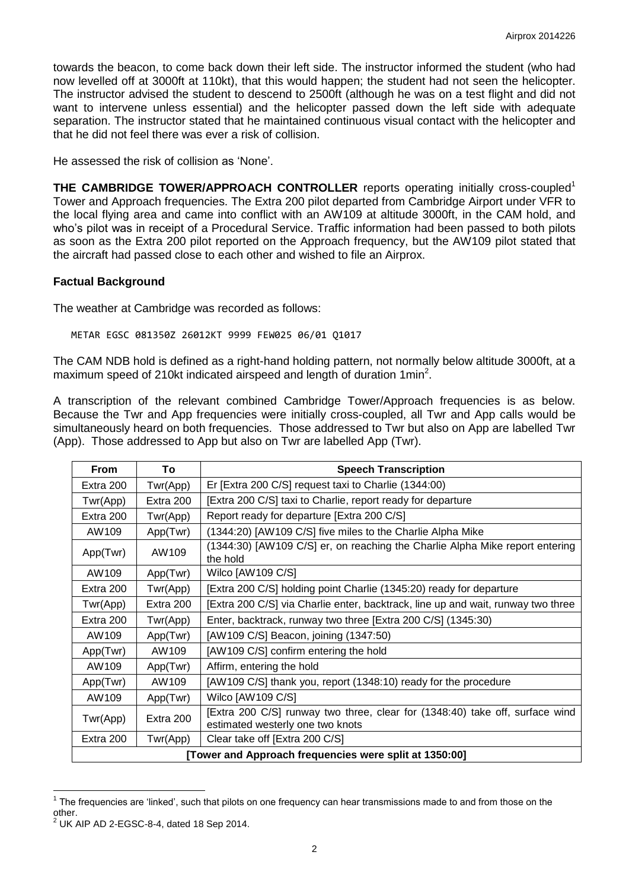towards the beacon, to come back down their left side. The instructor informed the student (who had now levelled off at 3000ft at 110kt), that this would happen; the student had not seen the helicopter. The instructor advised the student to descend to 2500ft (although he was on a test flight and did not want to intervene unless essential) and the helicopter passed down the left side with adequate separation. The instructor stated that he maintained continuous visual contact with the helicopter and that he did not feel there was ever a risk of collision.

He assessed the risk of collision as 'None'.

**THE CAMBRIDGE TOWER/APPROACH CONTROLLER** reports operating initially cross-coupled[1] Tower and Approach frequencies. The Extra 200 pilot departed from Cambridge Airport under VFR to the local flying area and came into conflict with an AW109 at altitude 3000ft, in the CAM hold, and who's pilot was in receipt of a Procedural Service. Traffic information had been passed to both pilots as soon as the Extra 200 pilot reported on the Approach frequency, but the AW109 pilot stated that the aircraft had passed close to each other and wished to file an Airprox.

## Factual Background

The weather at Cambridge was recorded as follows:

```
METAR EGSC 081350Z 26012KT 9999 FEW025 06/01 Q1017
```

The CAM NDB hold is defined as a right-hand holding pattern, not normally below altitude 3000ft, at a maximum speed of 210kt indicated airspeed and length of duration 1min[2].

A transcription of the relevant combined Cambridge Tower/Approach frequencies is as below. Because the Twr and App frequencies were initially cross-coupled, all Twr and App calls would be simultaneously heard on both frequencies. Those addressed to Twr but also on App are labelled Twr (App). Those addressed to App but also on Twr are labelled App (Twr).

| From | To | Speech Transcription |
|---|---|---|
| Extra 200 | Twr(App) | Er [Extra 200 C/S] request taxi to Charlie (1344:00) |
| Twr(App) | Extra 200 | [Extra 200 C/S] taxi to Charlie, report ready for departure |
| Extra 200 | Twr(App) | Report ready for departure [Extra 200 C/S] |
| AW109 | App(Twr) | (1344:20) [AW109 C/S] five miles to the Charlie Alpha Mike |
| App(Twr) | AW109 | (1344:30) [AW109 C/S] er, on reaching the Charlie Alpha Mike report entering the hold |
| AW109 | App(Twr) | Wilco [AW109 C/S] |
| Extra 200 | Twr(App) | [Extra 200 C/S] holding point Charlie (1345:20) ready for departure |
| Twr(App) | Extra 200 | [Extra 200 C/S] via Charlie enter, backtrack, line up and wait, runway two three |
| Extra 200 | Twr(App) | Enter, backtrack, runway two three [Extra 200 C/S] (1345:30) |
| AW109 | App(Twr) | [AW109 C/S] Beacon, joining (1347:50) |
| App(Twr) | AW109 | [AW109 C/S] confirm entering the hold |
| AW109 | App(Twr) | Affirm, entering the hold |
| App(Twr) | AW109 | [AW109 C/S] thank you, report (1348:10) ready for the procedure |
| AW109 | App(Twr) | Wilco [AW109 C/S] |
| Twr(App) | Extra 200 | [Extra 200 C/S] runway two three, clear for (1348:40) take off, surface wind estimated westerly one two knots |
| Extra 200 | Twr(App) | Clear take off [Extra 200 C/S] |
| **[Tower and Approach frequencies were split at 1350:00]** | | |

[1] The frequencies are 'linked', such that pilots on one frequency can hear transmissions made to and from those on the other.

[2] UK AIP AD 2-EGSC-8-4, dated 18 Sep 2014.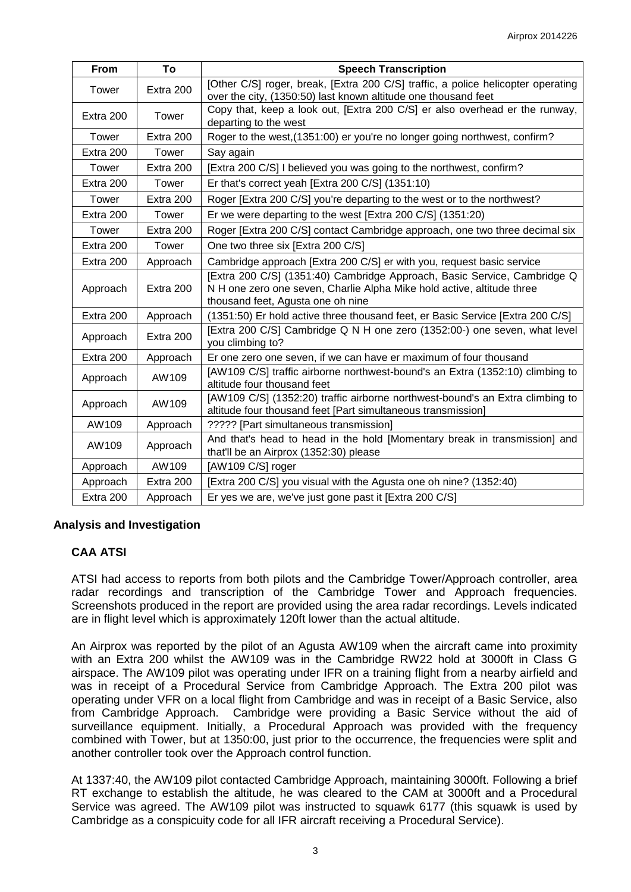| From | To | Speech Transcription |
|---|---|---|
| Tower | Extra 200 | [Other C/S] roger, break, [Extra 200 C/S] traffic, a police helicopter operating over the city, (1350:50) last known altitude one thousand feet |
| Extra 200 | Tower | Copy that, keep a look out, [Extra 200 C/S] er also overhead er the runway, departing to the west |
| Tower | Extra 200 | Roger to the west,(1351:00) er you're no longer going northwest, confirm? |
| Extra 200 | Tower | Say again |
| Tower | Extra 200 | [Extra 200 C/S] I believed you was going to the northwest, confirm? |
| Extra 200 | Tower | Er that's correct yeah [Extra 200 C/S] (1351:10) |
| Tower | Extra 200 | Roger [Extra 200 C/S] you're departing to the west or to the northwest? |
| Extra 200 | Tower | Er we were departing to the west [Extra 200 C/S] (1351:20) |
| Tower | Extra 200 | Roger [Extra 200 C/S] contact Cambridge approach, one two three decimal six |
| Extra 200 | Tower | One two three six [Extra 200 C/S] |
| Extra 200 | Approach | Cambridge approach [Extra 200 C/S] er with you, request basic service |
| Approach | Extra 200 | [Extra 200 C/S] (1351:40) Cambridge Approach, Basic Service, Cambridge Q N H one zero one seven, Charlie Alpha Mike hold active, altitude three thousand feet, Agusta one oh nine |
| Extra 200 | Approach | (1351:50) Er hold active three thousand feet, er Basic Service [Extra 200 C/S] |
| Approach | Extra 200 | [Extra 200 C/S] Cambridge Q N H one zero (1352:00-) one seven, what level you climbing to? |
| Extra 200 | Approach | Er one zero one seven, if we can have er maximum of four thousand |
| Approach | AW109 | [AW109 C/S] traffic airborne northwest-bound's an Extra (1352:10) climbing to altitude four thousand feet |
| Approach | AW109 | [AW109 C/S] (1352:20) traffic airborne northwest-bound's an Extra climbing to altitude four thousand feet [Part simultaneous transmission] |
| AW109 | Approach | ????? [Part simultaneous transmission] |
| AW109 | Approach | And that's head to head in the hold [Momentary break in transmission] and that'll be an Airprox (1352:30) please |
| Approach | AW109 | [AW109 C/S] roger |
| Approach | Extra 200 | [Extra 200 C/S] you visual with the Agusta one oh nine? (1352:40) |
| Extra 200 | Approach | Er yes we are, we've just gone past it [Extra 200 C/S] |

## Analysis and Investigation

### CAA ATSI

ATSI had access to reports from both pilots and the Cambridge Tower/Approach controller, area radar recordings and transcription of the Cambridge Tower and Approach frequencies. Screenshots produced in the report are provided using the area radar recordings. Levels indicated are in flight level which is approximately 120ft lower than the actual altitude.

An Airprox was reported by the pilot of an Agusta AW109 when the aircraft came into proximity with an Extra 200 whilst the AW109 was in the Cambridge RW22 hold at 3000ft in Class G airspace. The AW109 pilot was operating under IFR on a training flight from a nearby airfield and was in receipt of a Procedural Service from Cambridge Approach. The Extra 200 pilot was operating under VFR on a local flight from Cambridge and was in receipt of a Basic Service, also from Cambridge Approach. Cambridge were providing a Basic Service without the aid of surveillance equipment. Initially, a Procedural Approach was provided with the frequency combined with Tower, but at 1350:00, just prior to the occurrence, the frequencies were split and another controller took over the Approach control function.

At 1337:40, the AW109 pilot contacted Cambridge Approach, maintaining 3000ft. Following a brief RT exchange to establish the altitude, he was cleared to the CAM at 3000ft and a Procedural Service was agreed. The AW109 pilot was instructed to squawk 6177 (this squawk is used by Cambridge as a conspicuity code for all IFR aircraft receiving a Procedural Service).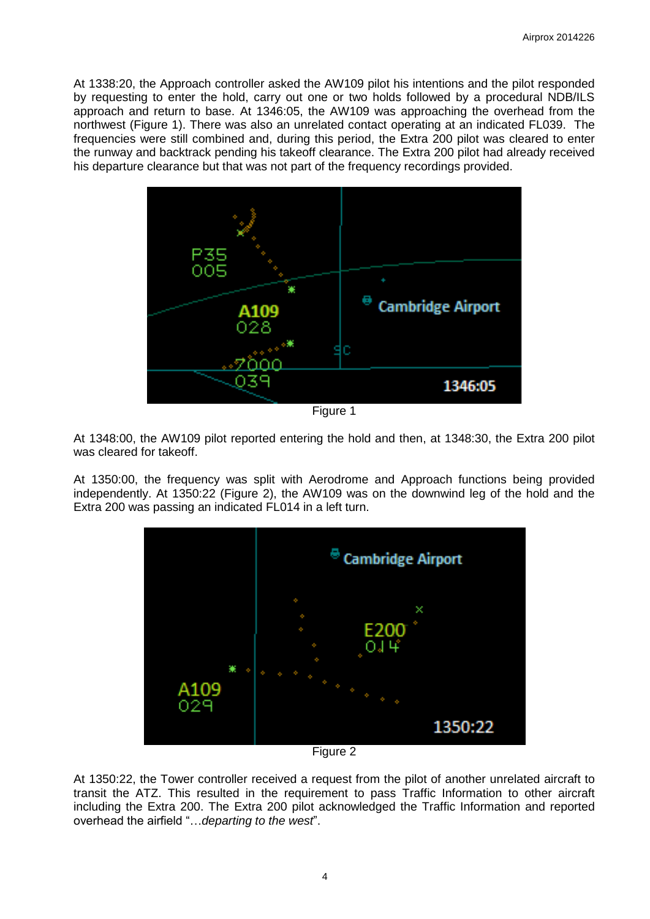At 1338:20, the Approach controller asked the AW109 pilot his intentions and the pilot responded by requesting to enter the hold, carry out one or two holds followed by a procedural NDB/ILS approach and return to base. At 1346:05, the AW109 was approaching the overhead from the northwest (Figure 1). There was also an unrelated contact operating at an indicated FL039. The frequencies were still combined and, during this period, the Extra 200 pilot was cleared to enter the runway and backtrack pending his takeoff clearance. The Extra 200 pilot had already received his departure clearance but that was not part of the frequency recordings provided.

Figure 1

At 1348:00, the AW109 pilot reported entering the hold and then, at 1348:30, the Extra 200 pilot was cleared for takeoff.

At 1350:00, the frequency was split with Aerodrome and Approach functions being provided independently. At 1350:22 (Figure 2), the AW109 was on the downwind leg of the hold and the Extra 200 was passing an indicated FL014 in a left turn.

Figure 2

At 1350:22, the Tower controller received a request from the pilot of another unrelated aircraft to transit the ATZ. This resulted in the requirement to pass Traffic Information to other aircraft including the Extra 200. The Extra 200 pilot acknowledged the Traffic Information and reported overhead the airfield "…*departing to the west*".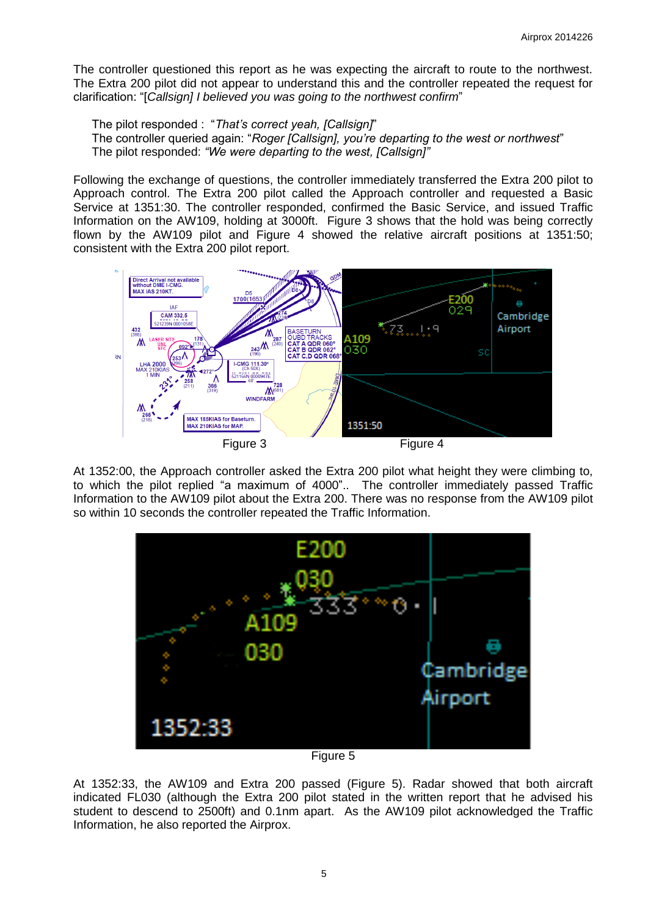The controller questioned this report as he was expecting the aircraft to route to the northwest. The Extra 200 pilot did not appear to understand this and the controller repeated the request for clarification: "[*Callsign*] *I believed you was going to the northwest confirm*"

The pilot responded : "*That's correct yeah, [Callsign]*"
The controller queried again: "*Roger [Callsign], you're departing to the west or northwest*"
The pilot responded: *"We were departing to the west, [Callsign]"*

Following the exchange of questions, the controller immediately transferred the Extra 200 pilot to Approach control. The Extra 200 pilot called the Approach controller and requested a Basic Service at 1351:30. The controller responded, confirmed the Basic Service, and issued Traffic Information on the AW109, holding at 3000ft. Figure 3 shows that the hold was being correctly flown by the AW109 pilot and Figure 4 showed the relative aircraft positions at 1351:50; consistent with the Extra 200 pilot report.

Figure 3 Figure 4

At 1352:00, the Approach controller asked the Extra 200 pilot what height they were climbing to, to which the pilot replied "a maximum of 4000".. The controller immediately passed Traffic Information to the AW109 pilot about the Extra 200. There was no response from the AW109 pilot so within 10 seconds the controller repeated the Traffic Information.

Figure 5

At 1352:33, the AW109 and Extra 200 passed (Figure 5). Radar showed that both aircraft indicated FL030 (although the Extra 200 pilot stated in the written report that he advised his student to descend to 2500ft) and 0.1nm apart. As the AW109 pilot acknowledged the Traffic Information, he also reported the Airprox.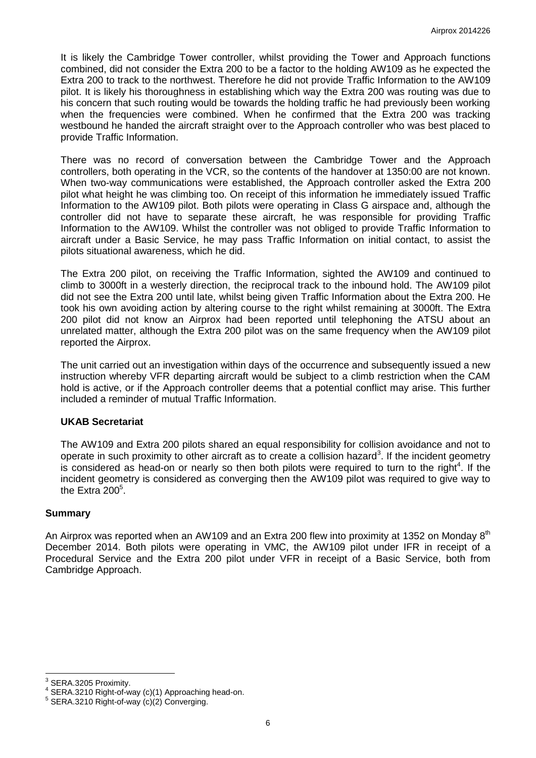It is likely the Cambridge Tower controller, whilst providing the Tower and Approach functions combined, did not consider the Extra 200 to be a factor to the holding AW109 as he expected the Extra 200 to track to the northwest. Therefore he did not provide Traffic Information to the AW109 pilot. It is likely his thoroughness in establishing which way the Extra 200 was routing was due to his concern that such routing would be towards the holding traffic he had previously been working when the frequencies were combined. When he confirmed that the Extra 200 was tracking westbound he handed the aircraft straight over to the Approach controller who was best placed to provide Traffic Information.

There was no record of conversation between the Cambridge Tower and the Approach controllers, both operating in the VCR, so the contents of the handover at 1350:00 are not known. When two-way communications were established, the Approach controller asked the Extra 200 pilot what height he was climbing too. On receipt of this information he immediately issued Traffic Information to the AW109 pilot. Both pilots were operating in Class G airspace and, although the controller did not have to separate these aircraft, he was responsible for providing Traffic Information to the AW109. Whilst the controller was not obliged to provide Traffic Information to aircraft under a Basic Service, he may pass Traffic Information on initial contact, to assist the pilots situational awareness, which he did.

The Extra 200 pilot, on receiving the Traffic Information, sighted the AW109 and continued to climb to 3000ft in a westerly direction, the reciprocal track to the inbound hold. The AW109 pilot did not see the Extra 200 until late, whilst being given Traffic Information about the Extra 200. He took his own avoiding action by altering course to the right whilst remaining at 3000ft. The Extra 200 pilot did not know an Airprox had been reported until telephoning the ATSU about an unrelated matter, although the Extra 200 pilot was on the same frequency when the AW109 pilot reported the Airprox.

The unit carried out an investigation within days of the occurrence and subsequently issued a new instruction whereby VFR departing aircraft would be subject to a climb restriction when the CAM hold is active, or if the Approach controller deems that a potential conflict may arise. This further included a reminder of mutual Traffic Information.

### UKAB Secretariat

The AW109 and Extra 200 pilots shared an equal responsibility for collision avoidance and not to operate in such proximity to other aircraft as to create a collision hazard[3]. If the incident geometry is considered as head-on or nearly so then both pilots were required to turn to the right[4]. If the incident geometry is considered as converging then the AW109 pilot was required to give way to the Extra 200[5].

## Summary

An Airprox was reported when an AW109 and an Extra 200 flew into proximity at 1352 on Monday 8th December 2014. Both pilots were operating in VMC, the AW109 pilot under IFR in receipt of a Procedural Service and the Extra 200 pilot under VFR in receipt of a Basic Service, both from Cambridge Approach.

---

[3] SERA.3205 Proximity.

[4] SERA.3210 Right-of-way (c)(1) Approaching head-on.

[5] SERA.3210 Right-of-way (c)(2) Converging.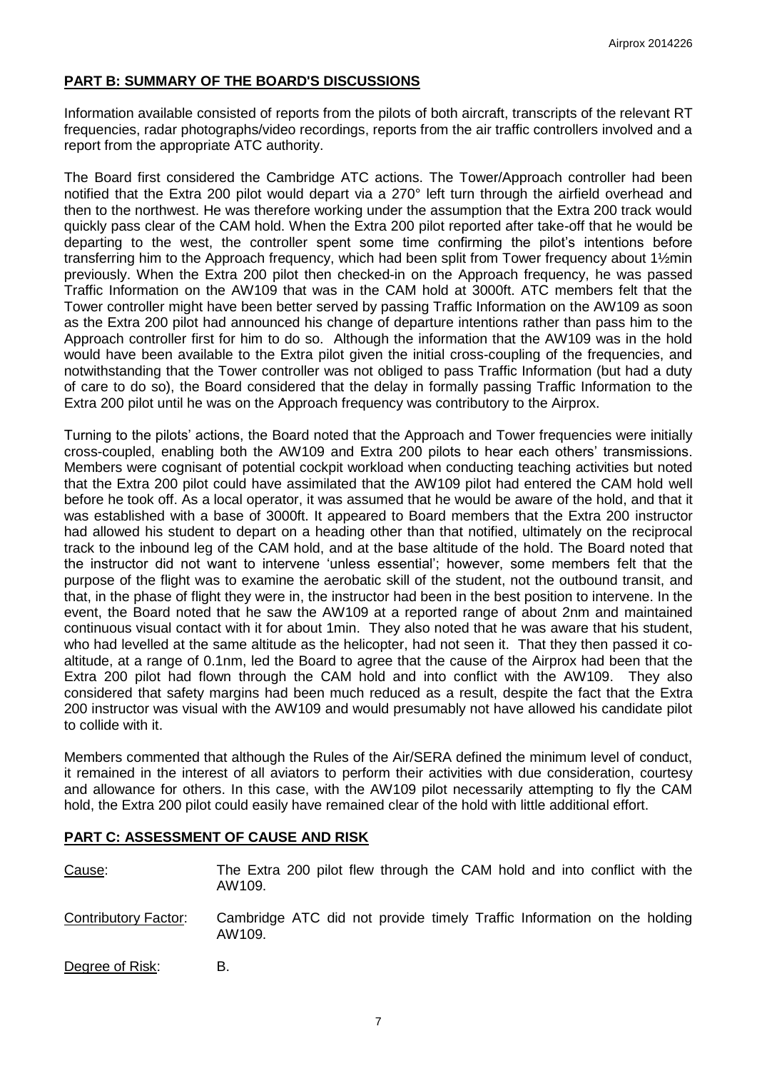## PART B: SUMMARY OF THE BOARD'S DISCUSSIONS

Information available consisted of reports from the pilots of both aircraft, transcripts of the relevant RT frequencies, radar photographs/video recordings, reports from the air traffic controllers involved and a report from the appropriate ATC authority.

The Board first considered the Cambridge ATC actions. The Tower/Approach controller had been notified that the Extra 200 pilot would depart via a 270° left turn through the airfield overhead and then to the northwest. He was therefore working under the assumption that the Extra 200 track would quickly pass clear of the CAM hold. When the Extra 200 pilot reported after take-off that he would be departing to the west, the controller spent some time confirming the pilot's intentions before transferring him to the Approach frequency, which had been split from Tower frequency about 1½min previously. When the Extra 200 pilot then checked-in on the Approach frequency, he was passed Traffic Information on the AW109 that was in the CAM hold at 3000ft. ATC members felt that the Tower controller might have been better served by passing Traffic Information on the AW109 as soon as the Extra 200 pilot had announced his change of departure intentions rather than pass him to the Approach controller first for him to do so. Although the information that the AW109 was in the hold would have been available to the Extra pilot given the initial cross-coupling of the frequencies, and notwithstanding that the Tower controller was not obliged to pass Traffic Information (but had a duty of care to do so), the Board considered that the delay in formally passing Traffic Information to the Extra 200 pilot until he was on the Approach frequency was contributory to the Airprox.

Turning to the pilots' actions, the Board noted that the Approach and Tower frequencies were initially cross-coupled, enabling both the AW109 and Extra 200 pilots to hear each others' transmissions. Members were cognisant of potential cockpit workload when conducting teaching activities but noted that the Extra 200 pilot could have assimilated that the AW109 pilot had entered the CAM hold well before he took off. As a local operator, it was assumed that he would be aware of the hold, and that it was established with a base of 3000ft. It appeared to Board members that the Extra 200 instructor had allowed his student to depart on a heading other than that notified, ultimately on the reciprocal track to the inbound leg of the CAM hold, and at the base altitude of the hold. The Board noted that the instructor did not want to intervene 'unless essential'; however, some members felt that the purpose of the flight was to examine the aerobatic skill of the student, not the outbound transit, and that, in the phase of flight they were in, the instructor had been in the best position to intervene. In the event, the Board noted that he saw the AW109 at a reported range of about 2nm and maintained continuous visual contact with it for about 1min. They also noted that he was aware that his student, who had levelled at the same altitude as the helicopter, had not seen it. That they then passed it co-altitude, at a range of 0.1nm, led the Board to agree that the cause of the Airprox had been that the Extra 200 pilot had flown through the CAM hold and into conflict with the AW109. They also considered that safety margins had been much reduced as a result, despite the fact that the Extra 200 instructor was visual with the AW109 and would presumably not have allowed his candidate pilot to collide with it.

Members commented that although the Rules of the Air/SERA defined the minimum level of conduct, it remained in the interest of all aviators to perform their activities with due consideration, courtesy and allowance for others. In this case, with the AW109 pilot necessarily attempting to fly the CAM hold, the Extra 200 pilot could easily have remained clear of the hold with little additional effort.

## PART C: ASSESSMENT OF CAUSE AND RISK

| | |
|---|---|
| Cause: | The Extra 200 pilot flew through the CAM hold and into conflict with the AW109. |
| Contributory Factor: | Cambridge ATC did not provide timely Traffic Information on the holding AW109. |
| Degree of Risk: | B. |